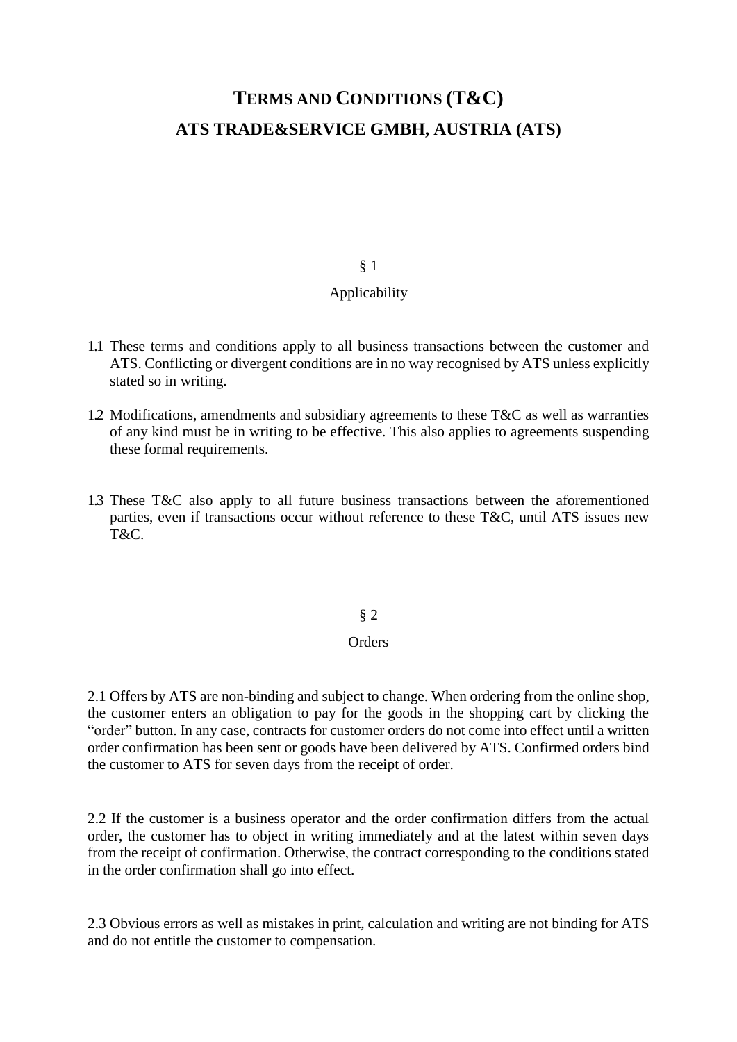# TERMS AND CONDITIONS (T&C)

# ATS TRADE&SERVICE GMBH, AUSTRIA (ATS)

## § 1

## Applicability

1.1 These terms and conditions apply to all business transactions between the customer and ATS. Conflicting or divergent conditions are in no way recognised by ATS unless explicitly stated so in writing.

1.2 Modifications, amendments and subsidiary agreements to these T&C as well as warranties of any kind must be in writing to be effective. This also applies to agreements suspending these formal requirements.

1.3 These T&C also apply to all future business transactions between the aforementioned parties, even if transactions occur without reference to these T&C, until ATS issues new T&C.

## § 2

## Orders

2.1 Offers by ATS are non-binding and subject to change. When ordering from the online shop, the customer enters an obligation to pay for the goods in the shopping cart by clicking the "order" button. In any case, contracts for customer orders do not come into effect until a written order confirmation has been sent or goods have been delivered by ATS. Confirmed orders bind the customer to ATS for seven days from the receipt of order.

2.2 If the customer is a business operator and the order confirmation differs from the actual order, the customer has to object in writing immediately and at the latest within seven days from the receipt of confirmation. Otherwise, the contract corresponding to the conditions stated in the order confirmation shall go into effect.

2.3 Obvious errors as well as mistakes in print, calculation and writing are not binding for ATS and do not entitle the customer to compensation.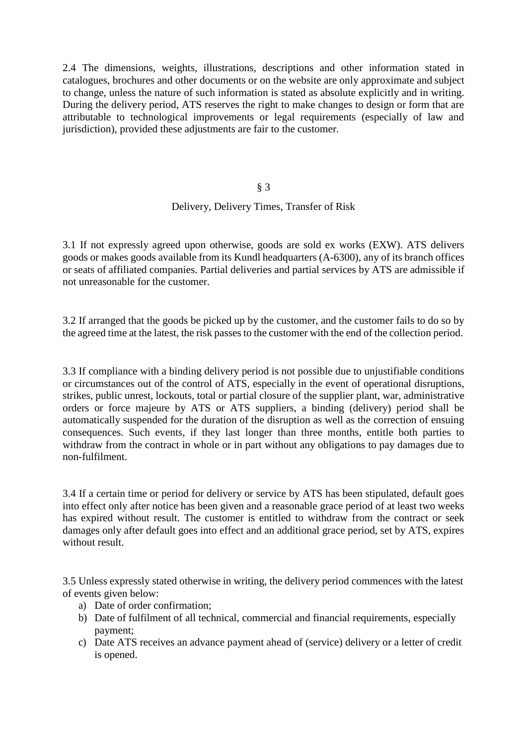2.4 The dimensions, weights, illustrations, descriptions and other information stated in catalogues, brochures and other documents or on the website are only approximate and subject to change, unless the nature of such information is stated as absolute explicitly and in writing. During the delivery period, ATS reserves the right to make changes to design or form that are attributable to technological improvements or legal requirements (especially of law and jurisdiction), provided these adjustments are fair to the customer.

## § 3

## Delivery, Delivery Times, Transfer of Risk

3.1 If not expressly agreed upon otherwise, goods are sold ex works (EXW). ATS delivers goods or makes goods available from its Kundl headquarters (A-6300), any of its branch offices or seats of affiliated companies. Partial deliveries and partial services by ATS are admissible if not unreasonable for the customer.

3.2 If arranged that the goods be picked up by the customer, and the customer fails to do so by the agreed time at the latest, the risk passes to the customer with the end of the collection period.

3.3 If compliance with a binding delivery period is not possible due to unjustifiable conditions or circumstances out of the control of ATS, especially in the event of operational disruptions, strikes, public unrest, lockouts, total or partial closure of the supplier plant, war, administrative orders or force majeure by ATS or ATS suppliers, a binding (delivery) period shall be automatically suspended for the duration of the disruption as well as the correction of ensuing consequences. Such events, if they last longer than three months, entitle both parties to withdraw from the contract in whole or in part without any obligations to pay damages due to non-fulfilment.

3.4 If a certain time or period for delivery or service by ATS has been stipulated, default goes into effect only after notice has been given and a reasonable grace period of at least two weeks has expired without result. The customer is entitled to withdraw from the contract or seek damages only after default goes into effect and an additional grace period, set by ATS, expires without result.

3.5 Unless expressly stated otherwise in writing, the delivery period commences with the latest of events given below:

a) Date of order confirmation;
b) Date of fulfilment of all technical, commercial and financial requirements, especially payment;
c) Date ATS receives an advance payment ahead of (service) delivery or a letter of credit is opened.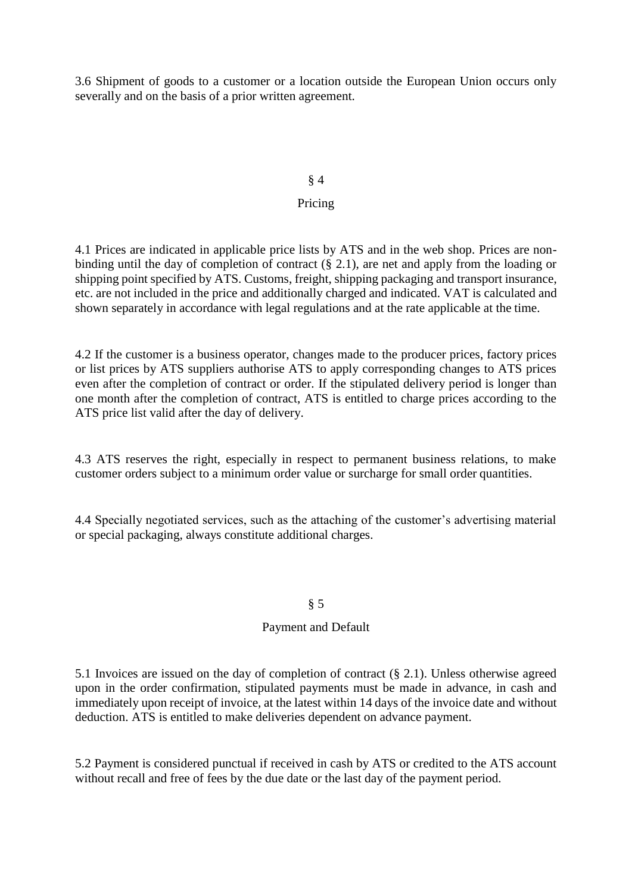3.6 Shipment of goods to a customer or a location outside the European Union occurs only severally and on the basis of a prior written agreement.

## § 4

## Pricing

4.1 Prices are indicated in applicable price lists by ATS and in the web shop. Prices are non-binding until the day of completion of contract (§ 2.1), are net and apply from the loading or shipping point specified by ATS. Customs, freight, shipping packaging and transport insurance, etc. are not included in the price and additionally charged and indicated. VAT is calculated and shown separately in accordance with legal regulations and at the rate applicable at the time.

4.2 If the customer is a business operator, changes made to the producer prices, factory prices or list prices by ATS suppliers authorise ATS to apply corresponding changes to ATS prices even after the completion of contract or order. If the stipulated delivery period is longer than one month after the completion of contract, ATS is entitled to charge prices according to the ATS price list valid after the day of delivery.

4.3 ATS reserves the right, especially in respect to permanent business relations, to make customer orders subject to a minimum order value or surcharge for small order quantities.

4.4 Specially negotiated services, such as the attaching of the customer's advertising material or special packaging, always constitute additional charges.

## § 5

## Payment and Default

5.1 Invoices are issued on the day of completion of contract (§ 2.1). Unless otherwise agreed upon in the order confirmation, stipulated payments must be made in advance, in cash and immediately upon receipt of invoice, at the latest within 14 days of the invoice date and without deduction. ATS is entitled to make deliveries dependent on advance payment.

5.2 Payment is considered punctual if received in cash by ATS or credited to the ATS account without recall and free of fees by the due date or the last day of the payment period.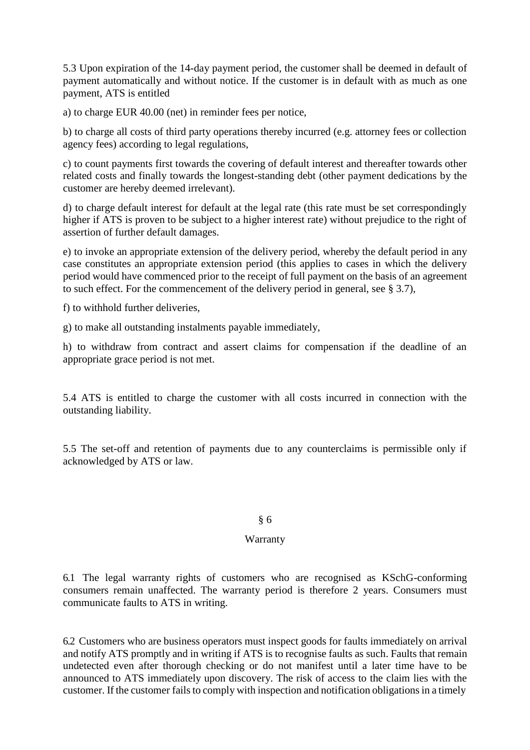5.3 Upon expiration of the 14-day payment period, the customer shall be deemed in default of payment automatically and without notice. If the customer is in default with as much as one payment, ATS is entitled

a) to charge EUR 40.00 (net) in reminder fees per notice,

b) to charge all costs of third party operations thereby incurred (e.g. attorney fees or collection agency fees) according to legal regulations,

c) to count payments first towards the covering of default interest and thereafter towards other related costs and finally towards the longest-standing debt (other payment dedications by the customer are hereby deemed irrelevant).

d) to charge default interest for default at the legal rate (this rate must be set correspondingly higher if ATS is proven to be subject to a higher interest rate) without prejudice to the right of assertion of further default damages.

e) to invoke an appropriate extension of the delivery period, whereby the default period in any case constitutes an appropriate extension period (this applies to cases in which the delivery period would have commenced prior to the receipt of full payment on the basis of an agreement to such effect. For the commencement of the delivery period in general, see § 3.7),

f) to withhold further deliveries,

g) to make all outstanding instalments payable immediately,

h) to withdraw from contract and assert claims for compensation if the deadline of an appropriate grace period is not met.

5.4 ATS is entitled to charge the customer with all costs incurred in connection with the outstanding liability.

5.5 The set-off and retention of payments due to any counterclaims is permissible only if acknowledged by ATS or law.

## § 6

## Warranty

6.1 The legal warranty rights of customers who are recognised as KSchG-conforming consumers remain unaffected. The warranty period is therefore 2 years. Consumers must communicate faults to ATS in writing.

6.2 Customers who are business operators must inspect goods for faults immediately on arrival and notify ATS promptly and in writing if ATS is to recognise faults as such. Faults that remain undetected even after thorough checking or do not manifest until a later time have to be announced to ATS immediately upon discovery. The risk of access to the claim lies with the customer. If the customer fails to comply with inspection and notification obligations in a timely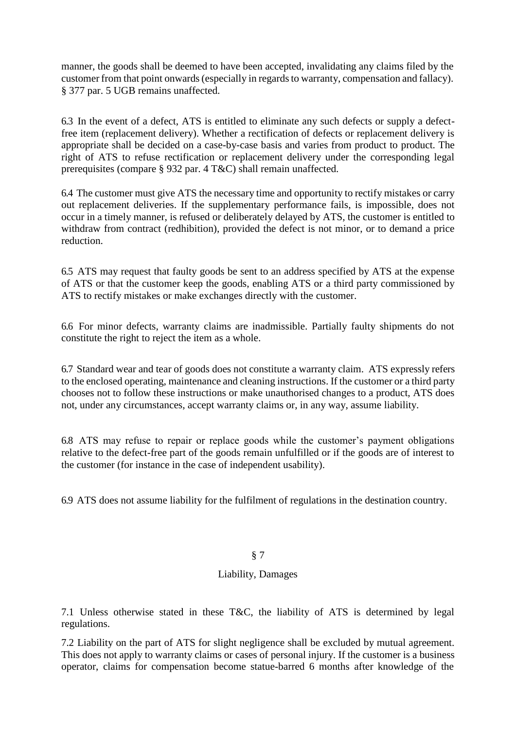manner, the goods shall be deemed to have been accepted, invalidating any claims filed by the customer from that point onwards (especially in regards to warranty, compensation and fallacy). § 377 par. 5 UGB remains unaffected.

6.3 In the event of a defect, ATS is entitled to eliminate any such defects or supply a defect-free item (replacement delivery). Whether a rectification of defects or replacement delivery is appropriate shall be decided on a case-by-case basis and varies from product to product. The right of ATS to refuse rectification or replacement delivery under the corresponding legal prerequisites (compare § 932 par. 4 T&C) shall remain unaffected.

6.4 The customer must give ATS the necessary time and opportunity to rectify mistakes or carry out replacement deliveries. If the supplementary performance fails, is impossible, does not occur in a timely manner, is refused or deliberately delayed by ATS, the customer is entitled to withdraw from contract (redhibition), provided the defect is not minor, or to demand a price reduction.

6.5 ATS may request that faulty goods be sent to an address specified by ATS at the expense of ATS or that the customer keep the goods, enabling ATS or a third party commissioned by ATS to rectify mistakes or make exchanges directly with the customer.

6.6 For minor defects, warranty claims are inadmissible. Partially faulty shipments do not constitute the right to reject the item as a whole.

6.7 Standard wear and tear of goods does not constitute a warranty claim. ATS expressly refers to the enclosed operating, maintenance and cleaning instructions. If the customer or a third party chooses not to follow these instructions or make unauthorised changes to a product, ATS does not, under any circumstances, accept warranty claims or, in any way, assume liability.

6.8 ATS may refuse to repair or replace goods while the customer's payment obligations relative to the defect-free part of the goods remain unfulfilled or if the goods are of interest to the customer (for instance in the case of independent usability).

6.9 ATS does not assume liability for the fulfilment of regulations in the destination country.

## § 7

## Liability, Damages

7.1 Unless otherwise stated in these T&C, the liability of ATS is determined by legal regulations.

7.2 Liability on the part of ATS for slight negligence shall be excluded by mutual agreement. This does not apply to warranty claims or cases of personal injury. If the customer is a business operator, claims for compensation become statue-barred 6 months after knowledge of the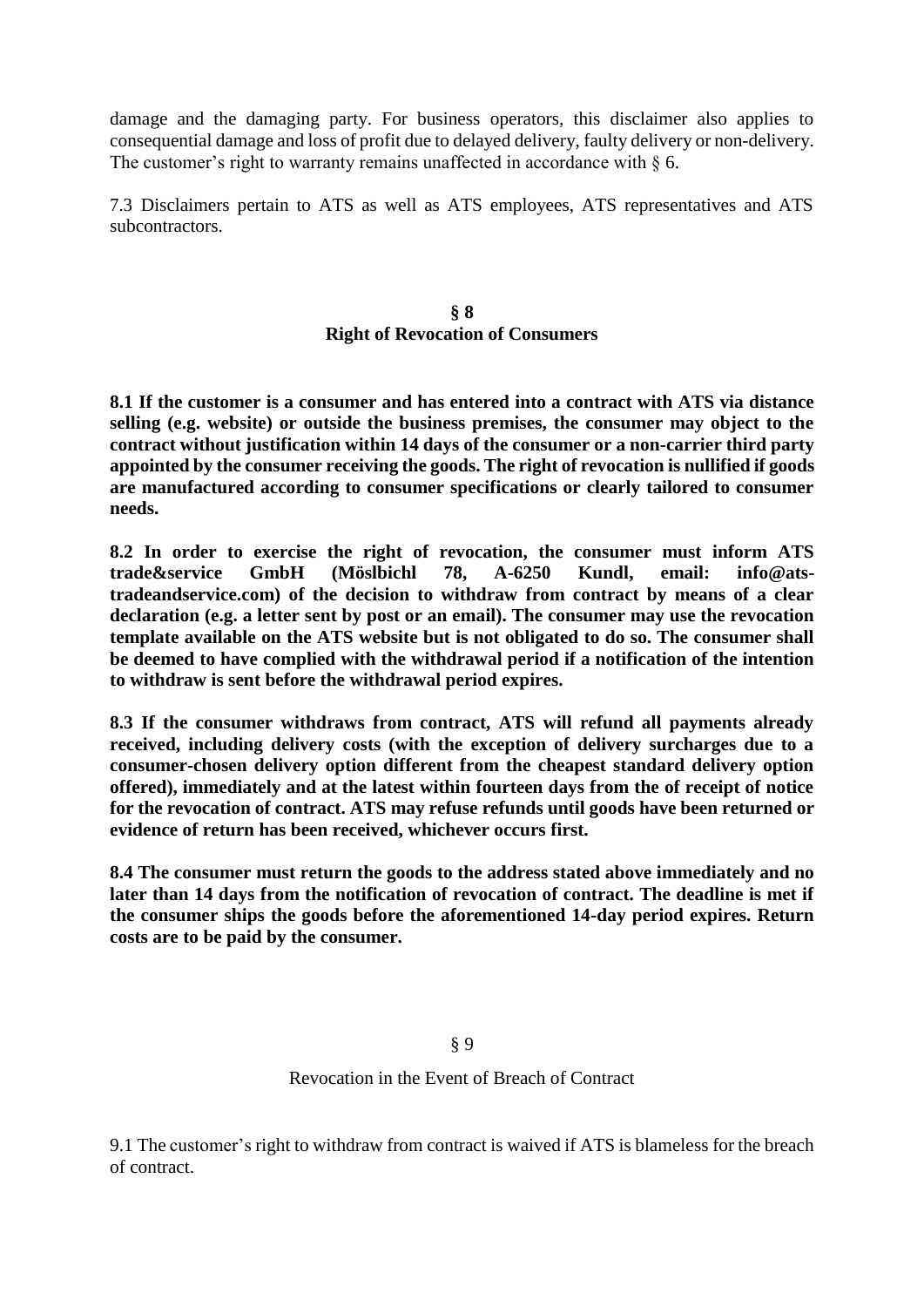damage and the damaging party. For business operators, this disclaimer also applies to consequential damage and loss of profit due to delayed delivery, faulty delivery or non-delivery. The customer's right to warranty remains unaffected in accordance with § 6.

7.3 Disclaimers pertain to ATS as well as ATS employees, ATS representatives and ATS subcontractors.

## § 8
## Right of Revocation of Consumers

**8.1 If the customer is a consumer and has entered into a contract with ATS via distance selling (e.g. website) or outside the business premises, the consumer may object to the contract without justification within 14 days of the consumer or a non-carrier third party appointed by the consumer receiving the goods. The right of revocation is nullified if goods are manufactured according to consumer specifications or clearly tailored to consumer needs.**

**8.2 In order to exercise the right of revocation, the consumer must inform ATS trade&service GmbH (Möslbichl 78, A-6250 Kundl, email: info@ats-tradeandservice.com) of the decision to withdraw from contract by means of a clear declaration (e.g. a letter sent by post or an email). The consumer may use the revocation template available on the ATS website but is not obligated to do so. The consumer shall be deemed to have complied with the withdrawal period if a notification of the intention to withdraw is sent before the withdrawal period expires.**

**8.3 If the consumer withdraws from contract, ATS will refund all payments already received, including delivery costs (with the exception of delivery surcharges due to a consumer-chosen delivery option different from the cheapest standard delivery option offered), immediately and at the latest within fourteen days from the of receipt of notice for the revocation of contract. ATS may refuse refunds until goods have been returned or evidence of return has been received, whichever occurs first.**

**8.4 The consumer must return the goods to the address stated above immediately and no later than 14 days from the notification of revocation of contract. The deadline is met if the consumer ships the goods before the aforementioned 14-day period expires. Return costs are to be paid by the consumer.**

## § 9
## Revocation in the Event of Breach of Contract

9.1 The customer's right to withdraw from contract is waived if ATS is blameless for the breach of contract.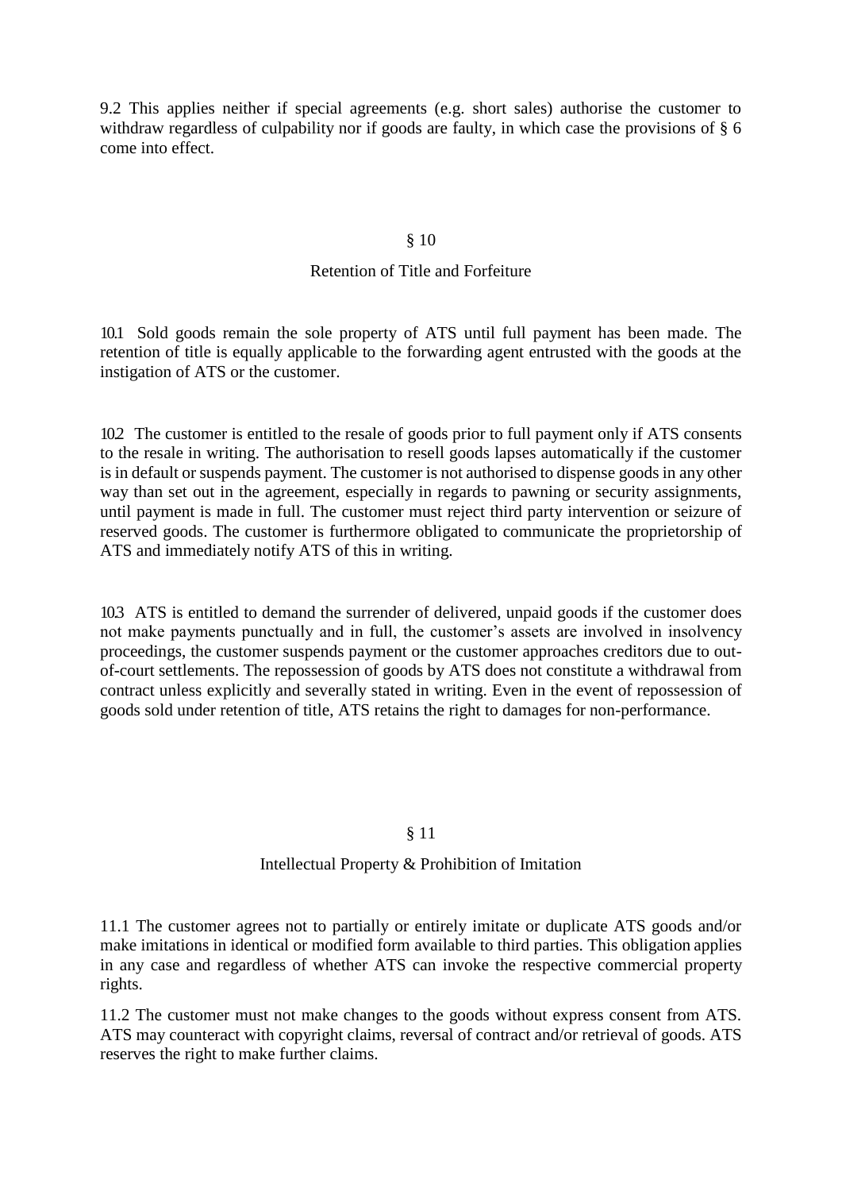9.2 This applies neither if special agreements (e.g. short sales) authorise the customer to withdraw regardless of culpability nor if goods are faulty, in which case the provisions of § 6 come into effect.

## § 10

## Retention of Title and Forfeiture

10.1 Sold goods remain the sole property of ATS until full payment has been made. The retention of title is equally applicable to the forwarding agent entrusted with the goods at the instigation of ATS or the customer.

10.2 The customer is entitled to the resale of goods prior to full payment only if ATS consents to the resale in writing. The authorisation to resell goods lapses automatically if the customer is in default or suspends payment. The customer is not authorised to dispense goods in any other way than set out in the agreement, especially in regards to pawning or security assignments, until payment is made in full. The customer must reject third party intervention or seizure of reserved goods. The customer is furthermore obligated to communicate the proprietorship of ATS and immediately notify ATS of this in writing.

10.3 ATS is entitled to demand the surrender of delivered, unpaid goods if the customer does not make payments punctually and in full, the customer's assets are involved in insolvency proceedings, the customer suspends payment or the customer approaches creditors due to out-of-court settlements. The repossession of goods by ATS does not constitute a withdrawal from contract unless explicitly and severally stated in writing. Even in the event of repossession of goods sold under retention of title, ATS retains the right to damages for non-performance.

## § 11

## Intellectual Property & Prohibition of Imitation

11.1 The customer agrees not to partially or entirely imitate or duplicate ATS goods and/or make imitations in identical or modified form available to third parties. This obligation applies in any case and regardless of whether ATS can invoke the respective commercial property rights.

11.2 The customer must not make changes to the goods without express consent from ATS. ATS may counteract with copyright claims, reversal of contract and/or retrieval of goods. ATS reserves the right to make further claims.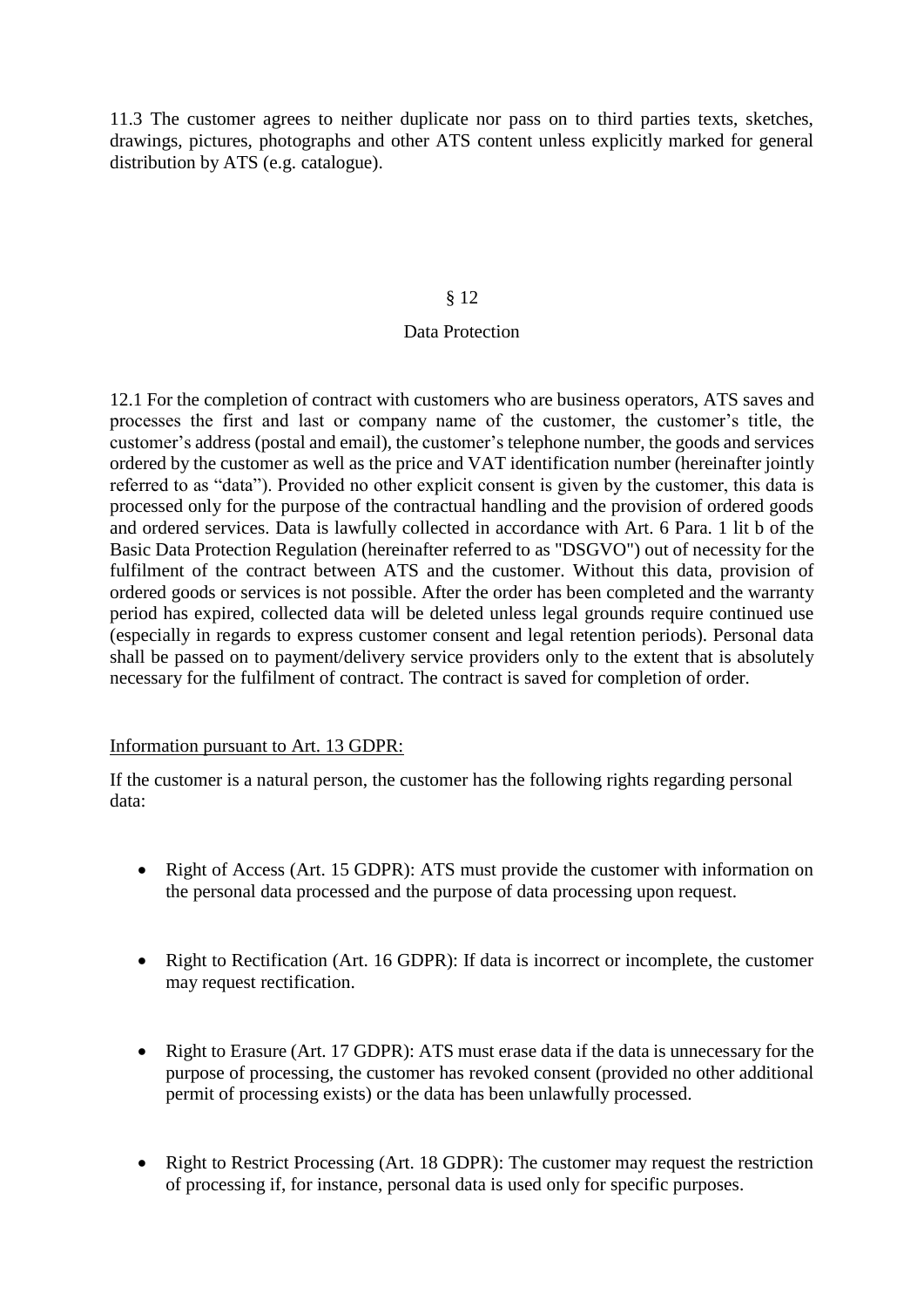11.3 The customer agrees to neither duplicate nor pass on to third parties texts, sketches, drawings, pictures, photographs and other ATS content unless explicitly marked for general distribution by ATS (e.g. catalogue).

## § 12

## Data Protection

12.1 For the completion of contract with customers who are business operators, ATS saves and processes the first and last or company name of the customer, the customer's title, the customer's address (postal and email), the customer's telephone number, the goods and services ordered by the customer as well as the price and VAT identification number (hereinafter jointly referred to as "data"). Provided no other explicit consent is given by the customer, this data is processed only for the purpose of the contractual handling and the provision of ordered goods and ordered services. Data is lawfully collected in accordance with Art. 6 Para. 1 lit b of the Basic Data Protection Regulation (hereinafter referred to as "DSGVO") out of necessity for the fulfilment of the contract between ATS and the customer. Without this data, provision of ordered goods or services is not possible. After the order has been completed and the warranty period has expired, collected data will be deleted unless legal grounds require continued use (especially in regards to express customer consent and legal retention periods). Personal data shall be passed on to payment/delivery service providers only to the extent that is absolutely necessary for the fulfilment of contract. The contract is saved for completion of order.

Information pursuant to Art. 13 GDPR:

If the customer is a natural person, the customer has the following rights regarding personal data:

- Right of Access (Art. 15 GDPR): ATS must provide the customer with information on the personal data processed and the purpose of data processing upon request.
- Right to Rectification (Art. 16 GDPR): If data is incorrect or incomplete, the customer may request rectification.
- Right to Erasure (Art. 17 GDPR): ATS must erase data if the data is unnecessary for the purpose of processing, the customer has revoked consent (provided no other additional permit of processing exists) or the data has been unlawfully processed.
- Right to Restrict Processing (Art. 18 GDPR): The customer may request the restriction of processing if, for instance, personal data is used only for specific purposes.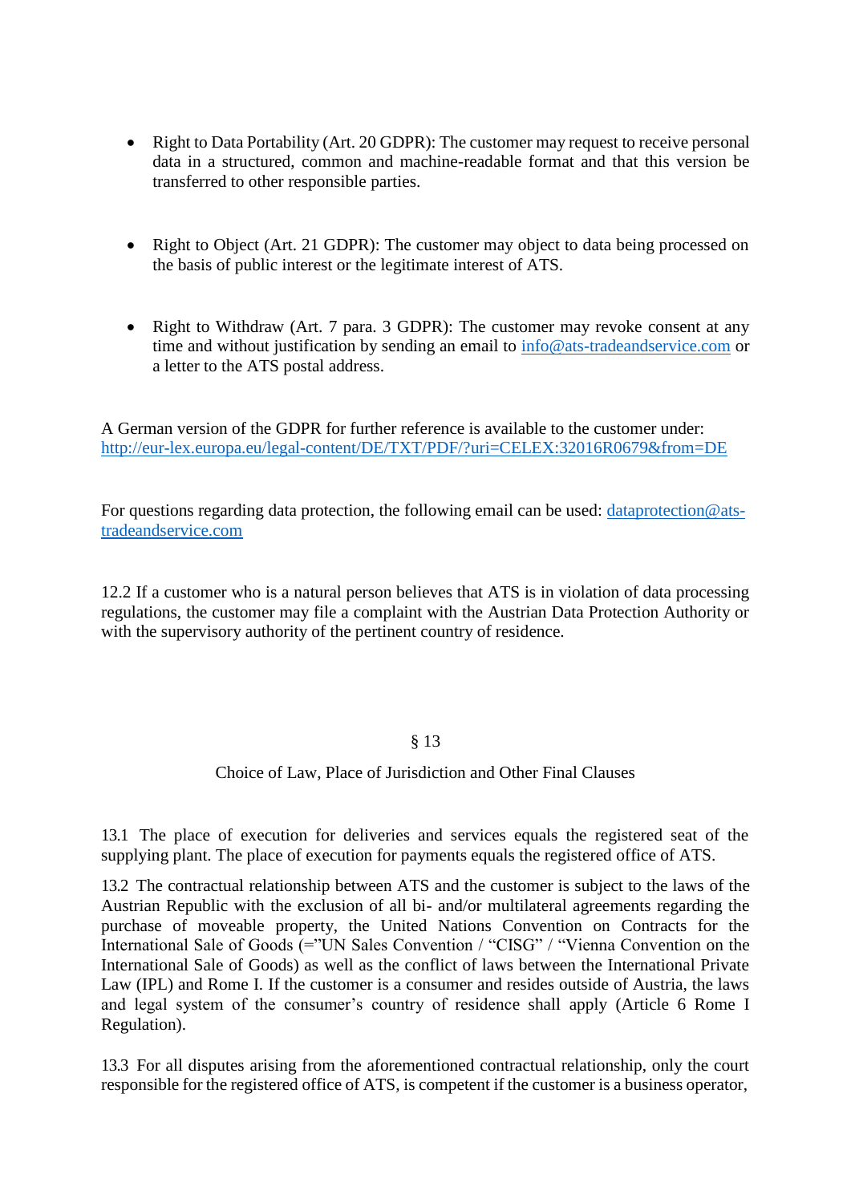- Right to Data Portability (Art. 20 GDPR): The customer may request to receive personal data in a structured, common and machine-readable format and that this version be transferred to other responsible parties.

- Right to Object (Art. 21 GDPR): The customer may object to data being processed on the basis of public interest or the legitimate interest of ATS.

- Right to Withdraw (Art. 7 para. 3 GDPR): The customer may revoke consent at any time and without justification by sending an email to info@ats-tradeandservice.com or a letter to the ATS postal address.

A German version of the GDPR for further reference is available to the customer under: http://eur-lex.europa.eu/legal-content/DE/TXT/PDF/?uri=CELEX:32016R0679&from=DE

For questions regarding data protection, the following email can be used: dataprotection@ats-tradeandservice.com

12.2 If a customer who is a natural person believes that ATS is in violation of data processing regulations, the customer may file a complaint with the Austrian Data Protection Authority or with the supervisory authority of the pertinent country of residence.

## § 13

## Choice of Law, Place of Jurisdiction and Other Final Clauses

13.1 The place of execution for deliveries and services equals the registered seat of the supplying plant. The place of execution for payments equals the registered office of ATS.

13.2 The contractual relationship between ATS and the customer is subject to the laws of the Austrian Republic with the exclusion of all bi- and/or multilateral agreements regarding the purchase of moveable property, the United Nations Convention on Contracts for the International Sale of Goods (="UN Sales Convention / "CISG" / "Vienna Convention on the International Sale of Goods) as well as the conflict of laws between the International Private Law (IPL) and Rome I. If the customer is a consumer and resides outside of Austria, the laws and legal system of the consumer's country of residence shall apply (Article 6 Rome I Regulation).

13.3 For all disputes arising from the aforementioned contractual relationship, only the court responsible for the registered office of ATS, is competent if the customer is a business operator,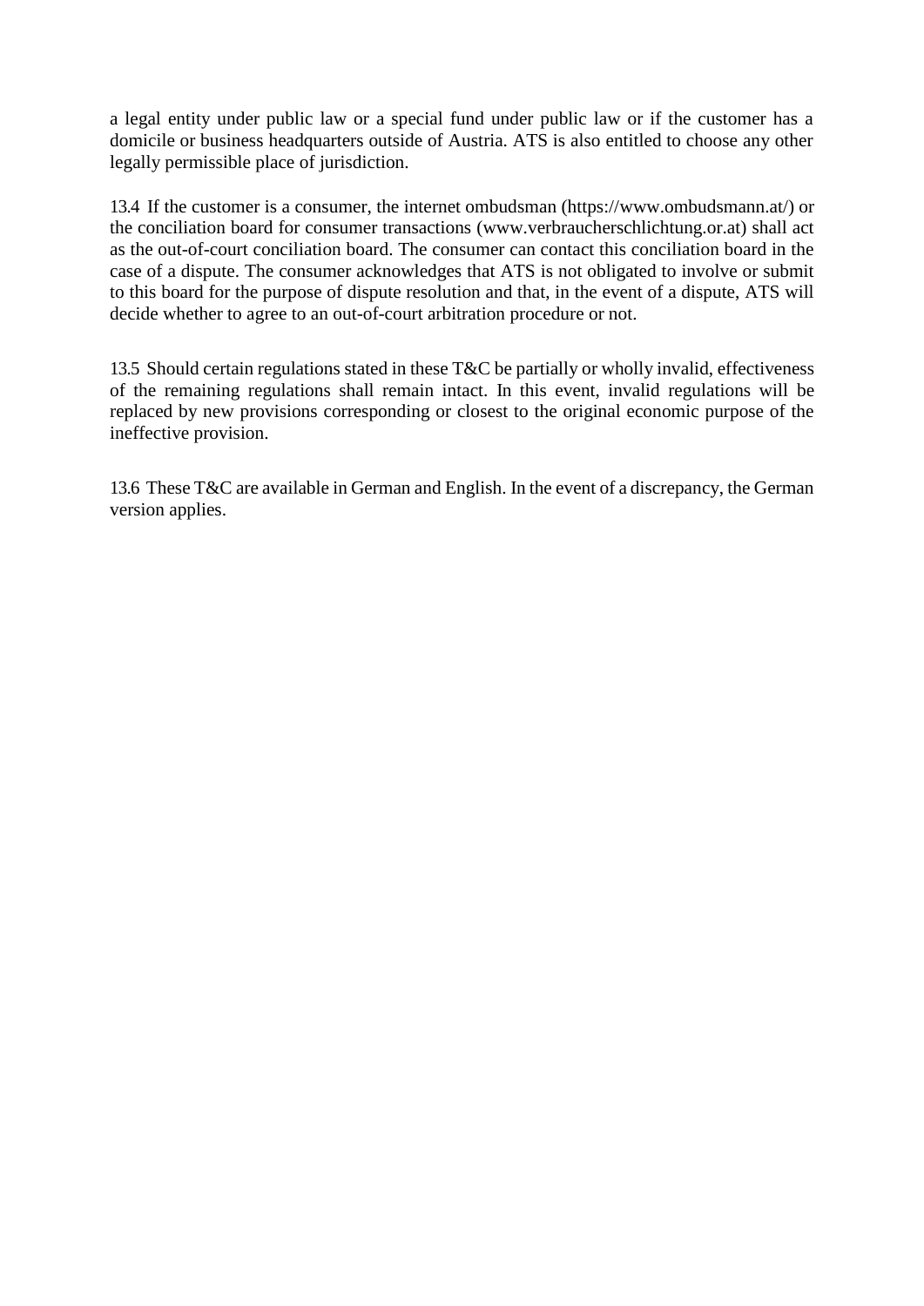a legal entity under public law or a special fund under public law or if the customer has a domicile or business headquarters outside of Austria. ATS is also entitled to choose any other legally permissible place of jurisdiction.

13.4 If the customer is a consumer, the internet ombudsman (https://www.ombudsmann.at/) or the conciliation board for consumer transactions (www.verbraucherschlichtung.or.at) shall act as the out-of-court conciliation board. The consumer can contact this conciliation board in the case of a dispute. The consumer acknowledges that ATS is not obligated to involve or submit to this board for the purpose of dispute resolution and that, in the event of a dispute, ATS will decide whether to agree to an out-of-court arbitration procedure or not.

13.5 Should certain regulations stated in these T&C be partially or wholly invalid, effectiveness of the remaining regulations shall remain intact. In this event, invalid regulations will be replaced by new provisions corresponding or closest to the original economic purpose of the ineffective provision.

13.6 These T&C are available in German and English. In the event of a discrepancy, the German version applies.